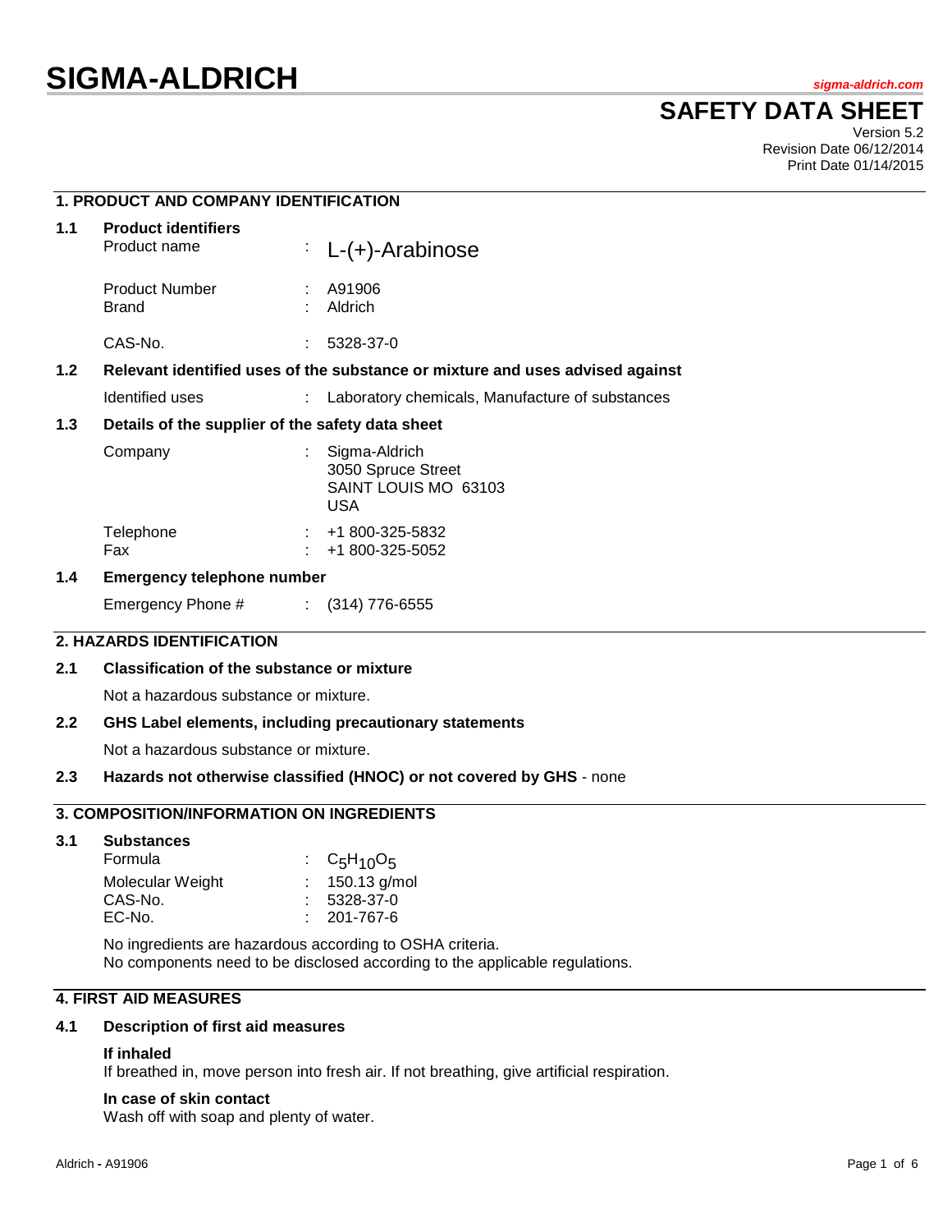# SIGMA-ALDRICH

*sigma-aldrich.com*

## SAFETY DATA SHEET

Version 5.2
Revision Date 06/12/2014
Print Date 01/14/2015

## 1. PRODUCT AND COMPANY IDENTIFICATION

### 1.1 Product identifiers

| | | |
|---|---|---|
| Product name | : | L-(+)-Arabinose |
| Product Number | : | A91906 |
| Brand | : | Aldrich |
| CAS-No. | : | 5328-37-0 |

### 1.2 Relevant identified uses of the substance or mixture and uses advised against

| | | |
|---|---|---|
| Identified uses | : | Laboratory chemicals, Manufacture of substances |

### 1.3 Details of the supplier of the safety data sheet

| | | |
|---|---|---|
| Company | : | Sigma-Aldrich<br>3050 Spruce Street<br>SAINT LOUIS MO 63103<br>USA |
| Telephone | : | +1 800-325-5832 |
| Fax | : | +1 800-325-5052 |

### 1.4 Emergency telephone number

| | | |
|---|---|---|
| Emergency Phone # | : | (314) 776-6555 |

## 2. HAZARDS IDENTIFICATION

### 2.1 Classification of the substance or mixture

Not a hazardous substance or mixture.

### 2.2 GHS Label elements, including precautionary statements

Not a hazardous substance or mixture.

### 2.3 Hazards not otherwise classified (HNOC) or not covered by GHS - none

## 3. COMPOSITION/INFORMATION ON INGREDIENTS

### 3.1 Substances

| | | |
|---|---|---|
| Formula | : | $C_5H_{10}O_5$ |
| Molecular Weight | : | 150.13 g/mol |
| CAS-No. | : | 5328-37-0 |
| EC-No. | : | 201-767-6 |

No ingredients are hazardous according to OSHA criteria.
No components need to be disclosed according to the applicable regulations.

## 4. FIRST AID MEASURES

### 4.1 Description of first aid measures

**If inhaled**
If breathed in, move person into fresh air. If not breathing, give artificial respiration.

**In case of skin contact**
Wash off with soap and plenty of water.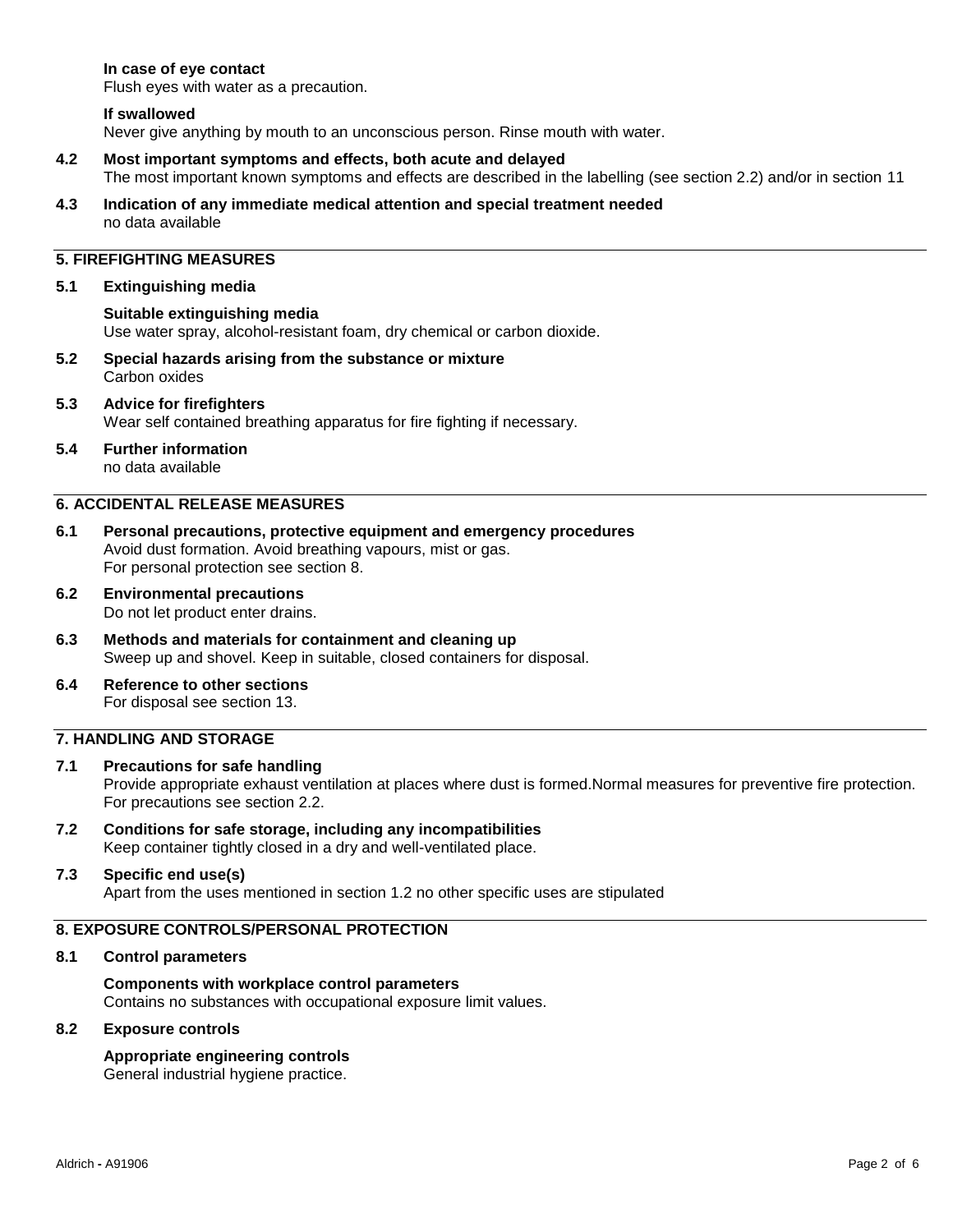**In case of eye contact**
Flush eyes with water as a precaution.

**If swallowed**
Never give anything by mouth to an unconscious person. Rinse mouth with water.

**4.2 Most important symptoms and effects, both acute and delayed**
The most important known symptoms and effects are described in the labelling (see section 2.2) and/or in section 11

**4.3 Indication of any immediate medical attention and special treatment needed**
no data available

## 5. FIREFIGHTING MEASURES

**5.1 Extinguishing media**

**Suitable extinguishing media**
Use water spray, alcohol-resistant foam, dry chemical or carbon dioxide.

**5.2 Special hazards arising from the substance or mixture**
Carbon oxides

**5.3 Advice for firefighters**
Wear self contained breathing apparatus for fire fighting if necessary.

**5.4 Further information**
no data available

## 6. ACCIDENTAL RELEASE MEASURES

**6.1 Personal precautions, protective equipment and emergency procedures**
Avoid dust formation. Avoid breathing vapours, mist or gas.
For personal protection see section 8.

**6.2 Environmental precautions**
Do not let product enter drains.

**6.3 Methods and materials for containment and cleaning up**
Sweep up and shovel. Keep in suitable, closed containers for disposal.

**6.4 Reference to other sections**
For disposal see section 13.

## 7. HANDLING AND STORAGE

**7.1 Precautions for safe handling**
Provide appropriate exhaust ventilation at places where dust is formed.Normal measures for preventive fire protection.
For precautions see section 2.2.

**7.2 Conditions for safe storage, including any incompatibilities**
Keep container tightly closed in a dry and well-ventilated place.

**7.3 Specific end use(s)**
Apart from the uses mentioned in section 1.2 no other specific uses are stipulated

## 8. EXPOSURE CONTROLS/PERSONAL PROTECTION

**8.1 Control parameters**

**Components with workplace control parameters**
Contains no substances with occupational exposure limit values.

**8.2 Exposure controls**

**Appropriate engineering controls**
General industrial hygiene practice.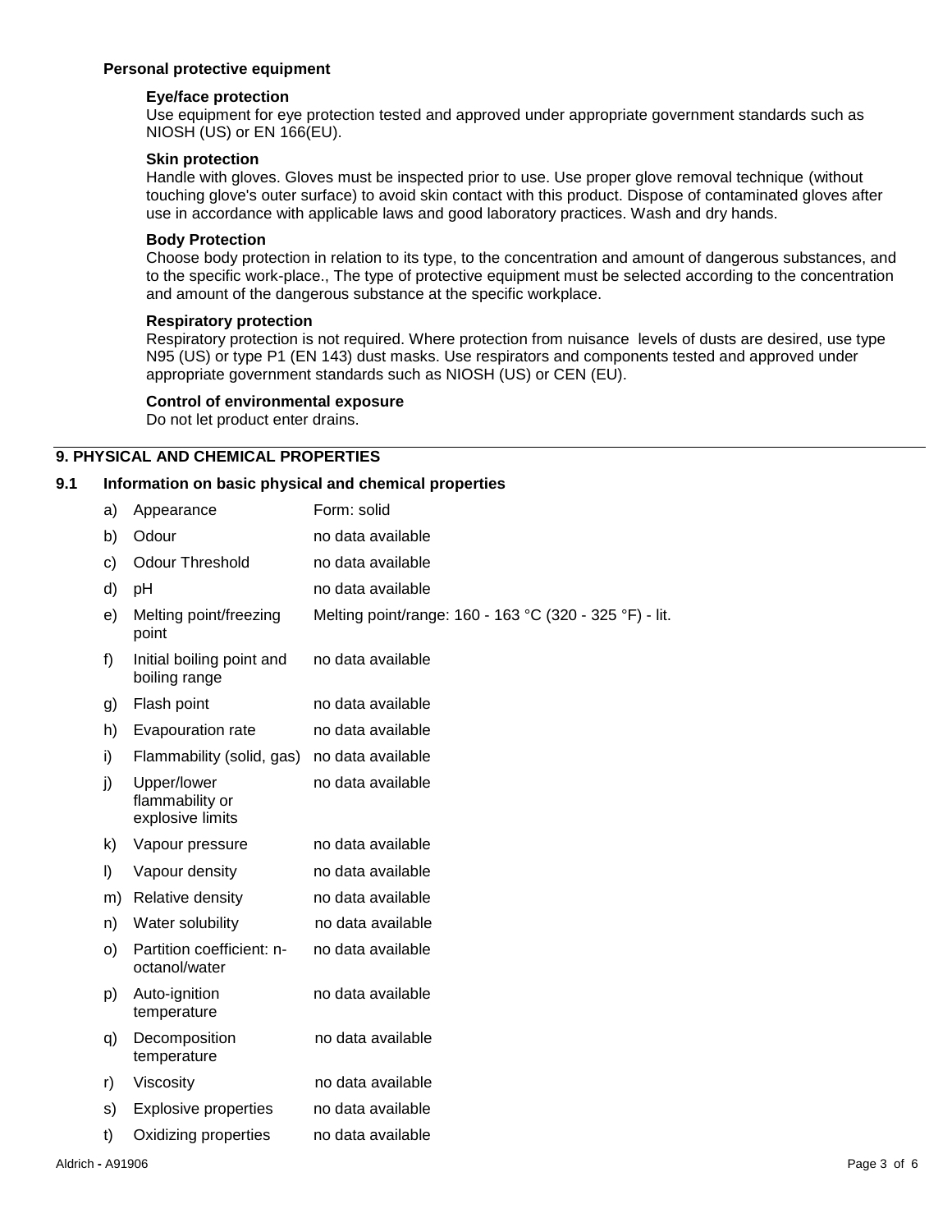### Personal protective equipment

**Eye/face protection**
Use equipment for eye protection tested and approved under appropriate government standards such as NIOSH (US) or EN 166(EU).

**Skin protection**
Handle with gloves. Gloves must be inspected prior to use. Use proper glove removal technique (without touching glove's outer surface) to avoid skin contact with this product. Dispose of contaminated gloves after use in accordance with applicable laws and good laboratory practices. Wash and dry hands.

**Body Protection**
Choose body protection in relation to its type, to the concentration and amount of dangerous substances, and to the specific work-place., The type of protective equipment must be selected according to the concentration and amount of the dangerous substance at the specific workplace.

**Respiratory protection**
Respiratory protection is not required. Where protection from nuisance levels of dusts are desired, use type N95 (US) or type P1 (EN 143) dust masks. Use respirators and components tested and approved under appropriate government standards such as NIOSH (US) or CEN (EU).

**Control of environmental exposure**
Do not let product enter drains.

## 9. PHYSICAL AND CHEMICAL PROPERTIES

### 9.1 Information on basic physical and chemical properties

| | Property | Value |
|---|---|---|
| a) | Appearance | Form: solid |
| b) | Odour | no data available |
| c) | Odour Threshold | no data available |
| d) | pH | no data available |
| e) | Melting point/freezing point | Melting point/range: 160 - 163 °C (320 - 325 °F) - lit. |
| f) | Initial boiling point and boiling range | no data available |
| g) | Flash point | no data available |
| h) | Evapouration rate | no data available |
| i) | Flammability (solid, gas) | no data available |
| j) | Upper/lower flammability or explosive limits | no data available |
| k) | Vapour pressure | no data available |
| l) | Vapour density | no data available |
| m) | Relative density | no data available |
| n) | Water solubility | no data available |
| o) | Partition coefficient: n-octanol/water | no data available |
| p) | Auto-ignition temperature | no data available |
| q) | Decomposition temperature | no data available |
| r) | Viscosity | no data available |
| s) | Explosive properties | no data available |
| t) | Oxidizing properties | no data available |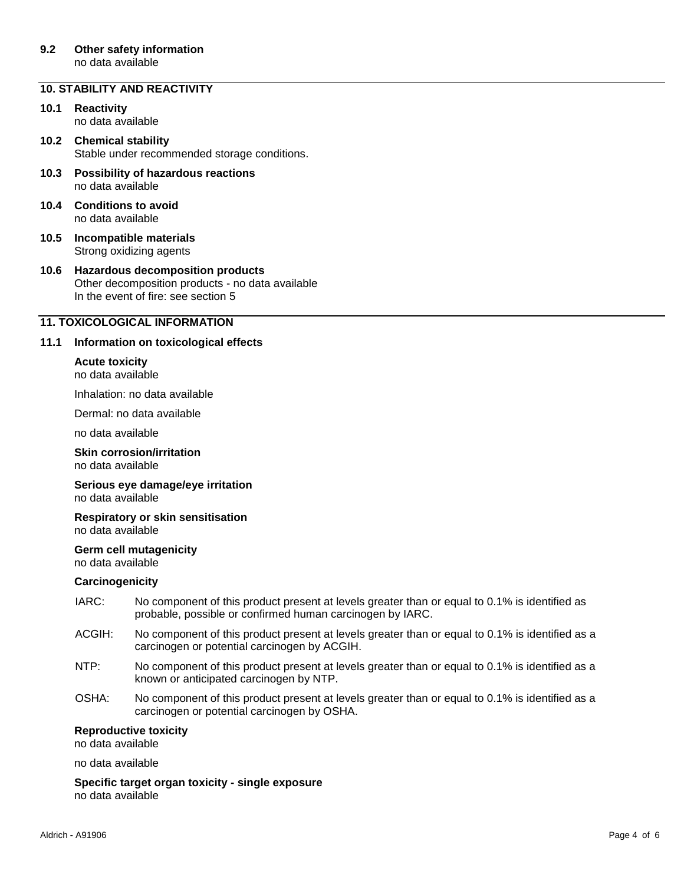### 9.2 Other safety information

no data available

## 10. STABILITY AND REACTIVITY

### 10.1 Reactivity

no data available

### 10.2 Chemical stability

Stable under recommended storage conditions.

### 10.3 Possibility of hazardous reactions

no data available

### 10.4 Conditions to avoid

no data available

### 10.5 Incompatible materials

Strong oxidizing agents

### 10.6 Hazardous decomposition products

Other decomposition products - no data available
In the event of fire: see section 5

## 11. TOXICOLOGICAL INFORMATION

### 11.1 Information on toxicological effects

**Acute toxicity**
no data available

Inhalation: no data available

Dermal: no data available

no data available

**Skin corrosion/irritation**
no data available

**Serious eye damage/eye irritation**
no data available

**Respiratory or skin sensitisation**
no data available

**Germ cell mutagenicity**
no data available

**Carcinogenicity**

IARC: No component of this product present at levels greater than or equal to 0.1% is identified as probable, possible or confirmed human carcinogen by IARC.

ACGIH: No component of this product present at levels greater than or equal to 0.1% is identified as a carcinogen or potential carcinogen by ACGIH.

NTP: No component of this product present at levels greater than or equal to 0.1% is identified as a known or anticipated carcinogen by NTP.

OSHA: No component of this product present at levels greater than or equal to 0.1% is identified as a carcinogen or potential carcinogen by OSHA.

**Reproductive toxicity**
no data available

no data available

**Specific target organ toxicity - single exposure**
no data available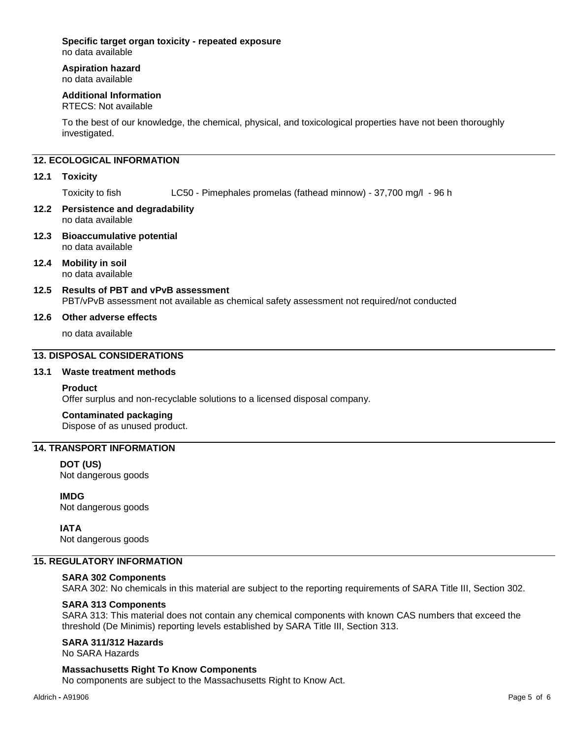**Specific target organ toxicity - repeated exposure**
no data available

**Aspiration hazard**
no data available

**Additional Information**
RTECS: Not available

To the best of our knowledge, the chemical, physical, and toxicological properties have not been thoroughly investigated.

## 12. ECOLOGICAL INFORMATION

### 12.1 Toxicity

Toxicity to fish LC50 - Pimephales promelas (fathead minnow) - 37,700 mg/l - 96 h

### 12.2 Persistence and degradability
no data available

### 12.3 Bioaccumulative potential
no data available

### 12.4 Mobility in soil
no data available

### 12.5 Results of PBT and vPvB assessment
PBT/vPvB assessment not available as chemical safety assessment not required/not conducted

### 12.6 Other adverse effects

no data available

## 13. DISPOSAL CONSIDERATIONS

### 13.1 Waste treatment methods

**Product**
Offer surplus and non-recyclable solutions to a licensed disposal company.

**Contaminated packaging**
Dispose of as unused product.

## 14. TRANSPORT INFORMATION

**DOT (US)**
Not dangerous goods

**IMDG**
Not dangerous goods

**IATA**
Not dangerous goods

## 15. REGULATORY INFORMATION

**SARA 302 Components**
SARA 302: No chemicals in this material are subject to the reporting requirements of SARA Title III, Section 302.

**SARA 313 Components**
SARA 313: This material does not contain any chemical components with known CAS numbers that exceed the threshold (De Minimis) reporting levels established by SARA Title III, Section 313.

**SARA 311/312 Hazards**
No SARA Hazards

**Massachusetts Right To Know Components**
No components are subject to the Massachusetts Right to Know Act.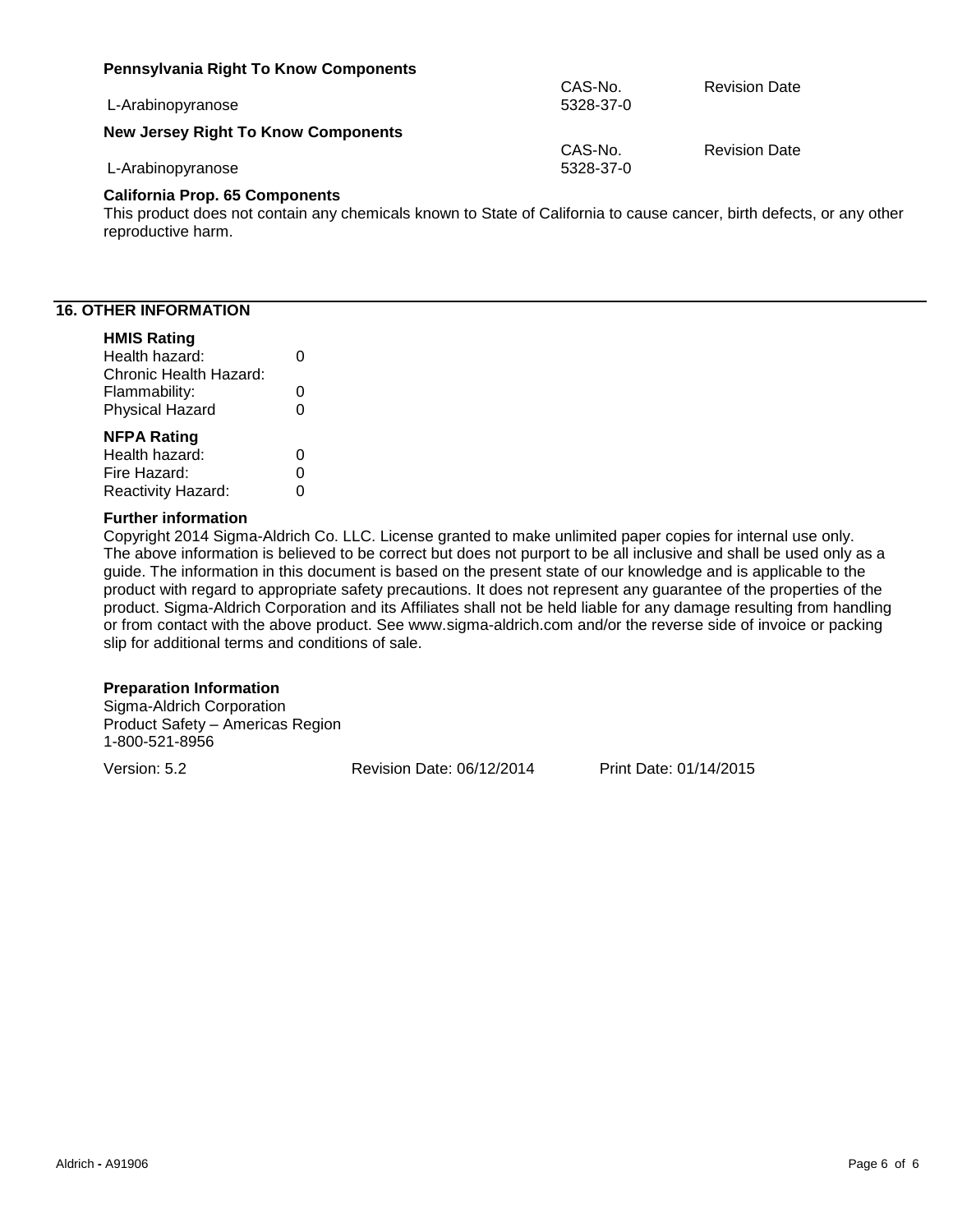**Pennsylvania Right To Know Components**

| | CAS-No. | Revision Date |
|---|---|---|
| L-Arabinopyranose | 5328-37-0 | |

**New Jersey Right To Know Components**

| | CAS-No. | Revision Date |
|---|---|---|
| L-Arabinopyranose | 5328-37-0 | |

**California Prop. 65 Components**

This product does not contain any chemicals known to State of California to cause cancer, birth defects, or any other reproductive harm.

## 16. OTHER INFORMATION

**HMIS Rating**

| | |
|---|---|
| Health hazard: | 0 |
| Chronic Health Hazard: | |
| Flammability: | 0 |
| Physical Hazard | 0 |

**NFPA Rating**

| | |
|---|---|
| Health hazard: | 0 |
| Fire Hazard: | 0 |
| Reactivity Hazard: | 0 |

**Further information**

Copyright 2014 Sigma-Aldrich Co. LLC. License granted to make unlimited paper copies for internal use only. The above information is believed to be correct but does not purport to be all inclusive and shall be used only as a guide. The information in this document is based on the present state of our knowledge and is applicable to the product with regard to appropriate safety precautions. It does not represent any guarantee of the properties of the product. Sigma-Aldrich Corporation and its Affiliates shall not be held liable for any damage resulting from handling or from contact with the above product. See www.sigma-aldrich.com and/or the reverse side of invoice or packing slip for additional terms and conditions of sale.

**Preparation Information**

Sigma-Aldrich Corporation
Product Safety – Americas Region
1-800-521-8956

Version: 5.2 Revision Date: 06/12/2014 Print Date: 01/14/2015